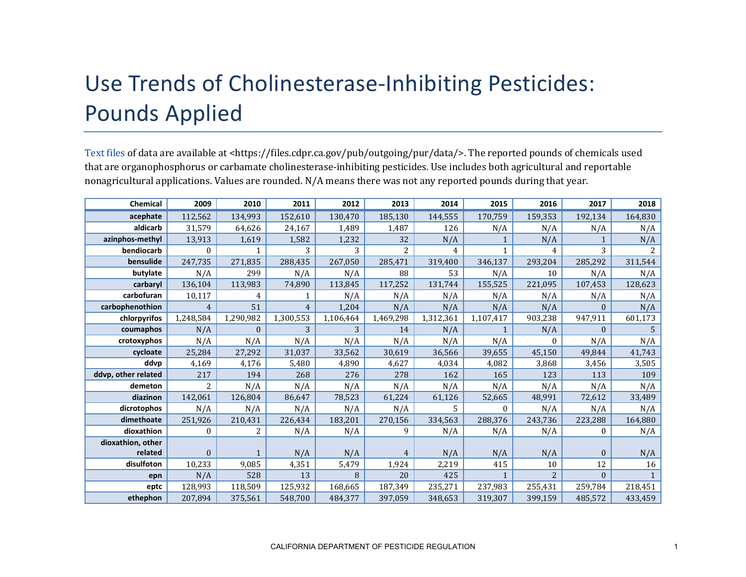# Use Trends of Cholinesterase-Inhibiting Pesticides: Pounds Applied

Text files of data are available at <https://files.cdpr.ca.gov/pub/outgoing/pur/data/>. The reported pounds of chemicals used that are organophosphorus or carbamate cholinesterase-inhibiting pesticides. Use includes both agricultural and reportable nonagricultural applications. Values are rounded. N/A means there was not any reported pounds during that year.

| Chemical | 2009 | 2010 | 2011 | 2012 | 2013 | 2014 | 2015 | 2016 | 2017 | 2018 |
|---|---|---|---|---|---|---|---|---|---|---|
| acephate | 112,562 | 134,993 | 152,610 | 130,470 | 185,130 | 144,555 | 170,759 | 159,353 | 192,134 | 164,830 |
| aldicarb | 31,579 | 64,626 | 24,167 | 1,489 | 1,487 | 126 | N/A | N/A | N/A | N/A |
| azinphos-methyl | 13,913 | 1,619 | 1,582 | 1,232 | 32 | N/A | 1 | N/A | 1 | N/A |
| bendiocarb | 0 | 1 | 3 | 3 | 2 | 4 | 1 | 4 | 3 | 2 |
| bensulide | 247,735 | 271,835 | 288,435 | 267,050 | 285,471 | 319,400 | 346,137 | 293,204 | 285,292 | 311,544 |
| butylate | N/A | 299 | N/A | N/A | 88 | 53 | N/A | 10 | N/A | N/A |
| carbaryl | 136,104 | 113,983 | 74,890 | 113,845 | 117,252 | 131,744 | 155,525 | 221,095 | 107,453 | 128,623 |
| carbofuran | 10,117 | 4 | 1 | N/A | N/A | N/A | N/A | N/A | N/A | N/A |
| carbophenothion | 4 | 51 | 4 | 1,204 | N/A | N/A | N/A | N/A | 0 | N/A |
| chlorpyrifos | 1,248,584 | 1,290,982 | 1,300,553 | 1,106,464 | 1,469,298 | 1,312,361 | 1,107,417 | 903,238 | 947,911 | 601,173 |
| coumaphos | N/A | 0 | 3 | 3 | 14 | N/A | 1 | N/A | 0 | 5 |
| crotoxyphos | N/A | N/A | N/A | N/A | N/A | N/A | N/A | 0 | N/A | N/A |
| cycloate | 25,284 | 27,292 | 31,037 | 33,562 | 30,619 | 36,566 | 39,655 | 45,150 | 49,844 | 41,743 |
| ddvp | 4,169 | 4,176 | 5,480 | 4,890 | 4,627 | 4,034 | 4,082 | 3,868 | 3,456 | 3,505 |
| ddvp, other related | 217 | 194 | 268 | 276 | 278 | 162 | 165 | 123 | 113 | 109 |
| demeton | 2 | N/A | N/A | N/A | N/A | N/A | N/A | N/A | N/A | N/A |
| diazinon | 142,061 | 126,804 | 86,647 | 78,523 | 61,224 | 61,126 | 52,665 | 48,991 | 72,612 | 33,489 |
| dicrotophos | N/A | N/A | N/A | N/A | N/A | 5 | 0 | N/A | N/A | N/A |
| dimethoate | 251,926 | 210,431 | 226,434 | 183,201 | 270,156 | 334,563 | 288,376 | 243,736 | 223,288 | 164,880 |
| dioxathion | 0 | 2 | N/A | N/A | 9 | N/A | N/A | N/A | 0 | N/A |
| dioxathion, other related | 0 | 1 | N/A | N/A | 4 | N/A | N/A | N/A | 0 | N/A |
| disulfoton | 10,233 | 9,085 | 4,351 | 5,479 | 1,924 | 2,219 | 415 | 10 | 12 | 16 |
| epn | N/A | 528 | 13 | 8 | 20 | 425 | 1 | 2 | 0 | 1 |
| eptc | 128,993 | 118,509 | 125,932 | 168,665 | 187,349 | 235,271 | 237,983 | 255,431 | 259,784 | 218,451 |
| ethephon | 207,894 | 375,561 | 548,700 | 484,377 | 397,059 | 348,653 | 319,307 | 399,159 | 485,572 | 433,459 |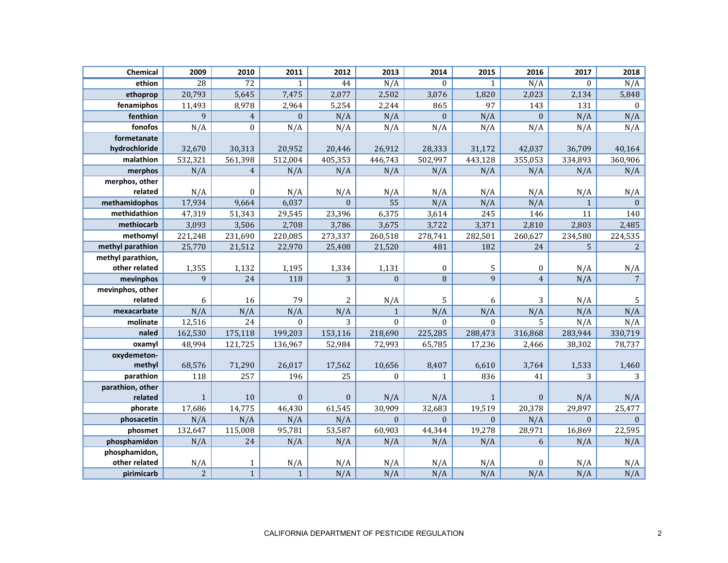| Chemical | 2009 | 2010 | 2011 | 2012 | 2013 | 2014 | 2015 | 2016 | 2017 | 2018 |
|---|---|---|---|---|---|---|---|---|---|---|
| ethion | 28 | 72 | 1 | 44 | N/A | 0 | 1 | N/A | 0 | N/A |
| ethoprop | 20,793 | 5,645 | 7,475 | 2,077 | 2,502 | 3,076 | 1,820 | 2,023 | 2,134 | 5,848 |
| fenamiphos | 11,493 | 8,978 | 2,964 | 5,254 | 2,244 | 865 | 97 | 143 | 131 | 0 |
| fenthion | 9 | 4 | 0 | N/A | N/A | 0 | N/A | 0 | N/A | N/A |
| fonofos | N/A | 0 | N/A | N/A | N/A | N/A | N/A | N/A | N/A | N/A |
| formetanate hydrochloride | 32,670 | 30,313 | 20,952 | 20,446 | 26,912 | 28,333 | 31,172 | 42,037 | 36,709 | 40,164 |
| malathion | 532,321 | 561,398 | 512,004 | 405,353 | 446,743 | 502,997 | 443,128 | 355,053 | 334,893 | 360,906 |
| merphos | N/A | 4 | N/A | N/A | N/A | N/A | N/A | N/A | N/A | N/A |
| merphos, other related | N/A | 0 | N/A | N/A | N/A | N/A | N/A | N/A | N/A | N/A |
| methamidophos | 17,934 | 9,664 | 6,037 | 0 | 55 | N/A | N/A | N/A | 1 | 0 |
| methidathion | 47,319 | 51,343 | 29,545 | 23,396 | 6,375 | 3,614 | 245 | 146 | 11 | 140 |
| methiocarb | 3,093 | 3,506 | 2,708 | 3,786 | 3,675 | 3,722 | 3,371 | 2,810 | 2,803 | 2,485 |
| methomyl | 221,248 | 231,690 | 220,085 | 273,337 | 260,518 | 278,741 | 282,501 | 260,627 | 234,580 | 224,535 |
| methyl parathion | 25,770 | 21,512 | 22,970 | 25,408 | 21,520 | 481 | 182 | 24 | 5 | 2 |
| methyl parathion, other related | 1,355 | 1,132 | 1,195 | 1,334 | 1,131 | 0 | 5 | 0 | N/A | N/A |
| mevinphos | 9 | 24 | 118 | 3 | 0 | 8 | 9 | 4 | N/A | 7 |
| mevinphos, other related | 6 | 16 | 79 | 2 | N/A | 5 | 6 | 3 | N/A | 5 |
| mexacarbate | N/A | N/A | N/A | N/A | 1 | N/A | N/A | N/A | N/A | N/A |
| molinate | 12,516 | 24 | 0 | 3 | 0 | 0 | 0 | 5 | N/A | N/A |
| naled | 162,530 | 175,118 | 199,203 | 153,116 | 218,690 | 225,285 | 288,473 | 316,868 | 283,944 | 330,719 |
| oxamyl | 48,994 | 121,725 | 136,967 | 52,984 | 72,993 | 65,785 | 17,236 | 2,466 | 38,302 | 78,737 |
| oxydemeton-methyl | 68,576 | 71,290 | 26,017 | 17,562 | 10,656 | 8,407 | 6,610 | 3,764 | 1,533 | 1,460 |
| parathion | 118 | 257 | 196 | 25 | 0 | 1 | 836 | 41 | 3 | 3 |
| parathion, other related | 1 | 10 | 0 | 0 | N/A | N/A | 1 | 0 | N/A | N/A |
| phorate | 17,686 | 14,775 | 46,430 | 61,545 | 30,909 | 32,683 | 19,519 | 20,378 | 29,897 | 25,477 |
| phosacetin | N/A | N/A | N/A | N/A | 0 | 0 | 0 | N/A | 0 | 0 |
| phosmet | 132,647 | 115,008 | 95,781 | 53,587 | 60,903 | 44,344 | 19,278 | 28,971 | 16,869 | 22,595 |
| phosphamidon | N/A | 24 | N/A | N/A | N/A | N/A | N/A | 6 | N/A | N/A |
| phosphamidon, other related | N/A | 1 | N/A | N/A | N/A | N/A | N/A | 0 | N/A | N/A |
| pirimicarb | 2 | 1 | 1 | N/A | N/A | N/A | N/A | N/A | N/A | N/A |

CALIFORNIA DEPARTMENT OF PESTICIDE REGULATION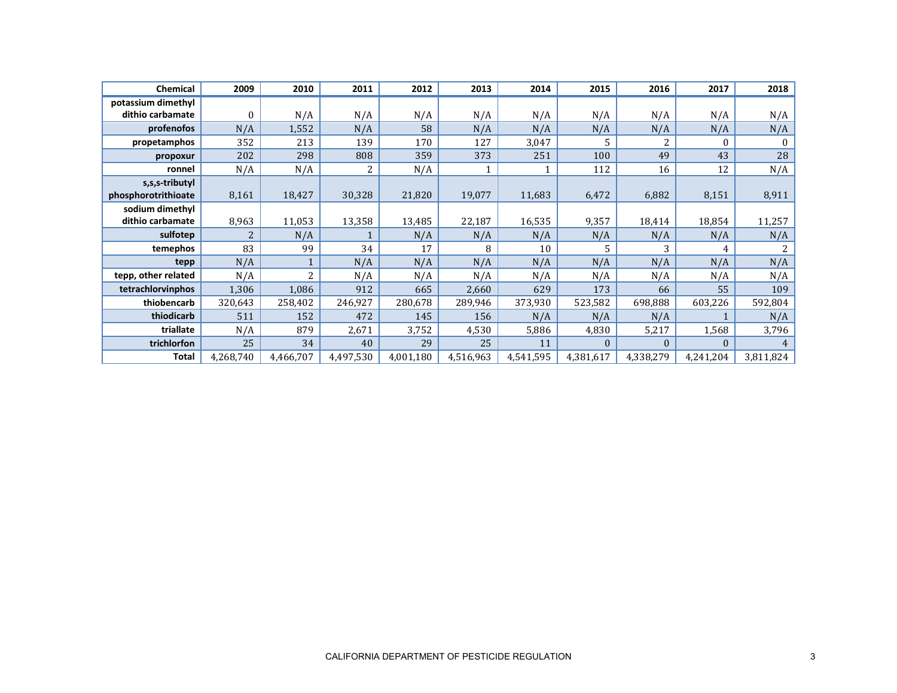| Chemical | 2009 | 2010 | 2011 | 2012 | 2013 | 2014 | 2015 | 2016 | 2017 | 2018 |
|---|---|---|---|---|---|---|---|---|---|---|
| potassium dimethyl dithio carbamate | 0 | N/A | N/A | N/A | N/A | N/A | N/A | N/A | N/A | N/A |
| profenofos | N/A | 1,552 | N/A | 58 | N/A | N/A | N/A | N/A | N/A | N/A |
| propetamphos | 352 | 213 | 139 | 170 | 127 | 3,047 | 5 | 2 | 0 | 0 |
| propoxur | 202 | 298 | 808 | 359 | 373 | 251 | 100 | 49 | 43 | 28 |
| ronnel | N/A | N/A | 2 | N/A | 1 | 1 | 112 | 16 | 12 | N/A |
| s,s,s-tributyl phosphorotrithioate | 8,161 | 18,427 | 30,328 | 21,820 | 19,077 | 11,683 | 6,472 | 6,882 | 8,151 | 8,911 |
| sodium dimethyl dithio carbamate | 8,963 | 11,053 | 13,358 | 13,485 | 22,187 | 16,535 | 9,357 | 18,414 | 18,854 | 11,257 |
| sulfotep | 2 | N/A | 1 | N/A | N/A | N/A | N/A | N/A | N/A | N/A |
| temephos | 83 | 99 | 34 | 17 | 8 | 10 | 5 | 3 | 4 | 2 |
| tepp | N/A | 1 | N/A | N/A | N/A | N/A | N/A | N/A | N/A | N/A |
| tepp, other related | N/A | 2 | N/A | N/A | N/A | N/A | N/A | N/A | N/A | N/A |
| tetrachlorvinphos | 1,306 | 1,086 | 912 | 665 | 2,660 | 629 | 173 | 66 | 55 | 109 |
| thiobencarb | 320,643 | 258,402 | 246,927 | 280,678 | 289,946 | 373,930 | 523,582 | 698,888 | 603,226 | 592,804 |
| thiodicarb | 511 | 152 | 472 | 145 | 156 | N/A | N/A | N/A | 1 | N/A |
| triallate | N/A | 879 | 2,671 | 3,752 | 4,530 | 5,886 | 4,830 | 5,217 | 1,568 | 3,796 |
| trichlorfon | 25 | 34 | 40 | 29 | 25 | 11 | 0 | 0 | 0 | 4 |
| Total | 4,268,740 | 4,466,707 | 4,497,530 | 4,001,180 | 4,516,963 | 4,541,595 | 4,381,617 | 4,338,279 | 4,241,204 | 3,811,824 |